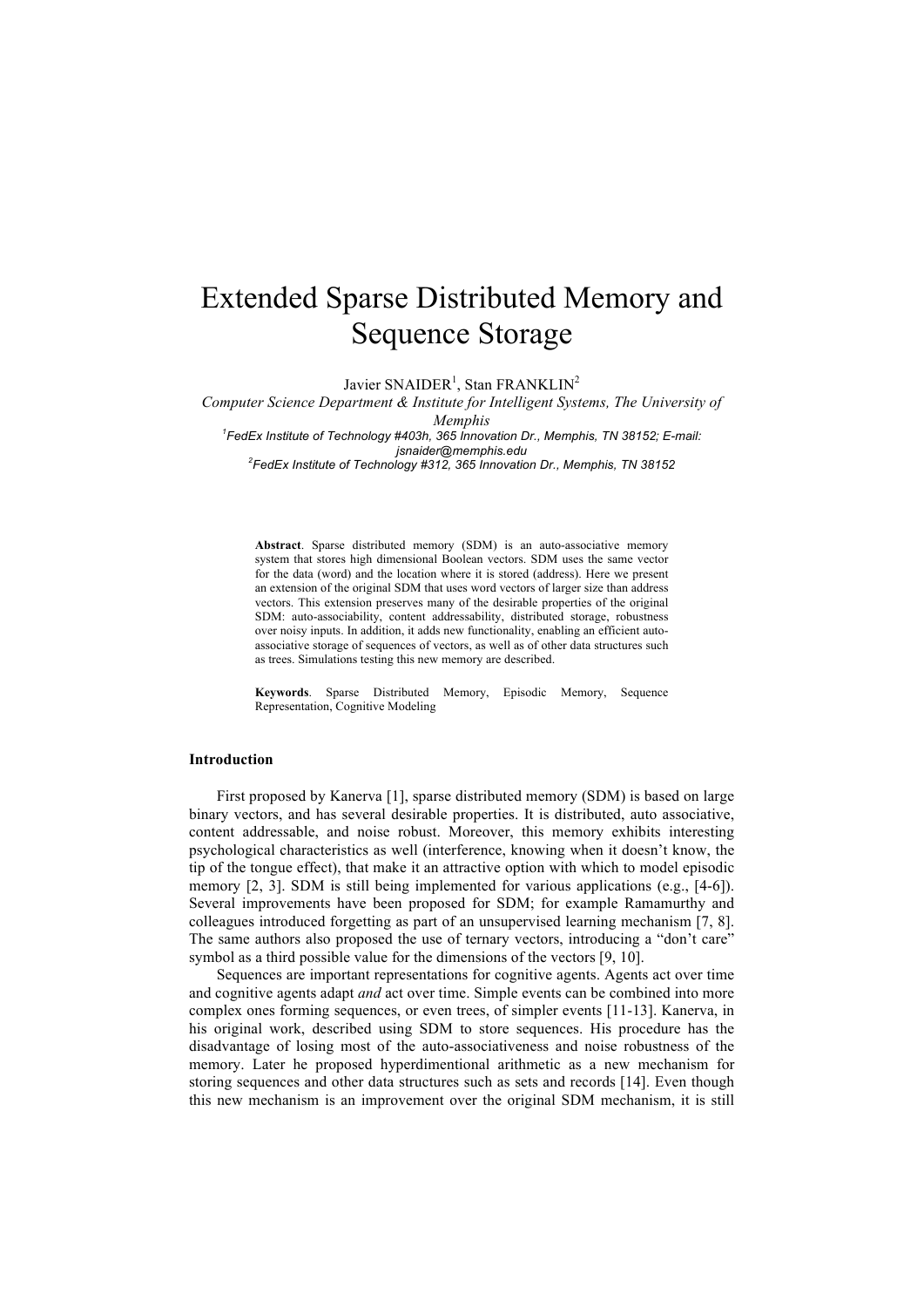# Extended Sparse Distributed Memory and Sequence Storage

Javier SNAIDER[1], Stan FRANKLIN[2]

*Computer Science Department & Institute for Intelligent Systems, The University of Memphis*

[1]*FedEx Institute of Technology #403h, 365 Innovation Dr., Memphis, TN 38152; E-mail: jsnaider@memphis.edu*

[2]*FedEx Institute of Technology #312, 365 Innovation Dr., Memphis, TN 38152*

**Abstract**. Sparse distributed memory (SDM) is an auto-associative memory system that stores high dimensional Boolean vectors. SDM uses the same vector for the data (word) and the location where it is stored (address). Here we present an extension of the original SDM that uses word vectors of larger size than address vectors. This extension preserves many of the desirable properties of the original SDM: auto-associability, content addressability, distributed storage, robustness over noisy inputs. In addition, it adds new functionality, enabling an efficient auto-associative storage of sequences of vectors, as well as of other data structures such as trees. Simulations testing this new memory are described.

**Keywords**. Sparse Distributed Memory, Episodic Memory, Sequence Representation, Cognitive Modeling

### Introduction

First proposed by Kanerva [1], sparse distributed memory (SDM) is based on large binary vectors, and has several desirable properties. It is distributed, auto associative, content addressable, and noise robust. Moreover, this memory exhibits interesting psychological characteristics as well (interference, knowing when it doesn't know, the tip of the tongue effect), that make it an attractive option with which to model episodic memory [2, 3]. SDM is still being implemented for various applications (e.g., [4-6]). Several improvements have been proposed for SDM; for example Ramamurthy and colleagues introduced forgetting as part of an unsupervised learning mechanism [7, 8]. The same authors also proposed the use of ternary vectors, introducing a "don't care" symbol as a third possible value for the dimensions of the vectors [9, 10].

Sequences are important representations for cognitive agents. Agents act over time and cognitive agents adapt *and* act over time. Simple events can be combined into more complex ones forming sequences, or even trees, of simpler events [11-13]. Kanerva, in his original work, described using SDM to store sequences. His procedure has the disadvantage of losing most of the auto-associativeness and noise robustness of the memory. Later he proposed hyperdimentional arithmetic as a new mechanism for storing sequences and other data structures such as sets and records [14]. Even though this new mechanism is an improvement over the original SDM mechanism, it is still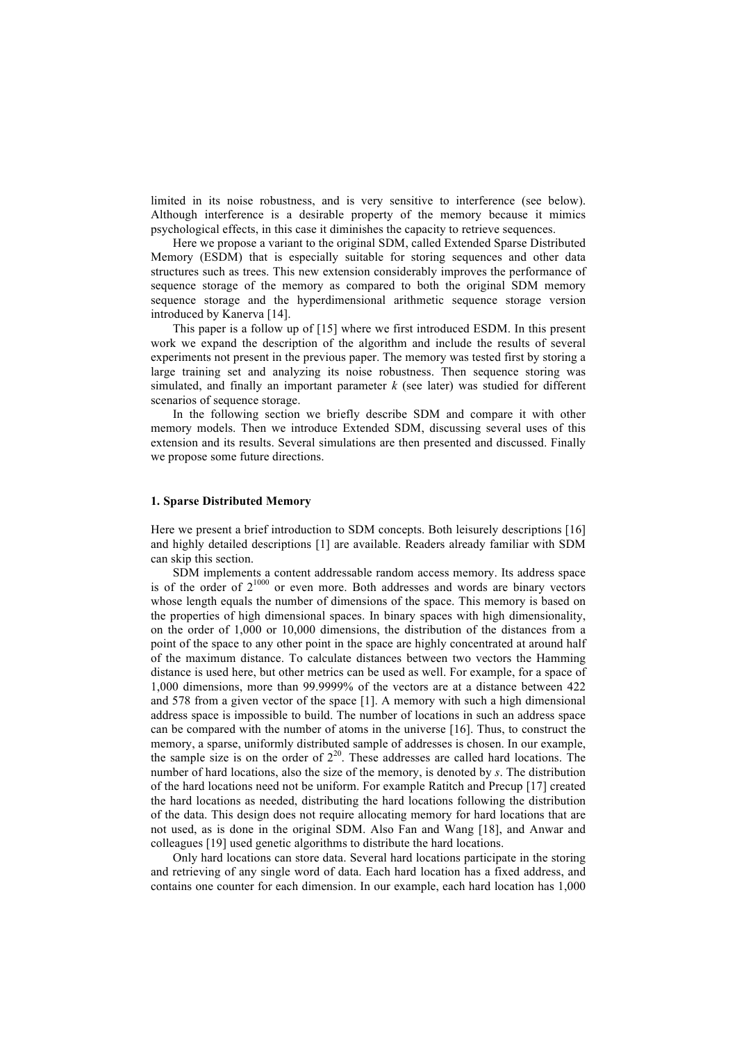limited in its noise robustness, and is very sensitive to interference (see below). Although interference is a desirable property of the memory because it mimics psychological effects, in this case it diminishes the capacity to retrieve sequences.

Here we propose a variant to the original SDM, called Extended Sparse Distributed Memory (ESDM) that is especially suitable for storing sequences and other data structures such as trees. This new extension considerably improves the performance of sequence storage of the memory as compared to both the original SDM memory sequence storage and the hyperdimensional arithmetic sequence storage version introduced by Kanerva [14].

This paper is a follow up of [15] where we first introduced ESDM. In this present work we expand the description of the algorithm and include the results of several experiments not present in the previous paper. The memory was tested first by storing a large training set and analyzing its noise robustness. Then sequence storing was simulated, and finally an important parameter *k* (see later) was studied for different scenarios of sequence storage.

In the following section we briefly describe SDM and compare it with other memory models. Then we introduce Extended SDM, discussing several uses of this extension and its results. Several simulations are then presented and discussed. Finally we propose some future directions.

## 1. Sparse Distributed Memory

Here we present a brief introduction to SDM concepts. Both leisurely descriptions [16] and highly detailed descriptions [1] are available. Readers already familiar with SDM can skip this section.

SDM implements a content addressable random access memory. Its address space is of the order of $2^{1000}$ or even more. Both addresses and words are binary vectors whose length equals the number of dimensions of the space. This memory is based on the properties of high dimensional spaces. In binary spaces with high dimensionality, on the order of 1,000 or 10,000 dimensions, the distribution of the distances from a point of the space to any other point in the space are highly concentrated at around half of the maximum distance. To calculate distances between two vectors the Hamming distance is used here, but other metrics can be used as well. For example, for a space of 1,000 dimensions, more than 99.9999% of the vectors are at a distance between 422 and 578 from a given vector of the space [1]. A memory with such a high dimensional address space is impossible to build. The number of locations in such an address space can be compared with the number of atoms in the universe [16]. Thus, to construct the memory, a sparse, uniformly distributed sample of addresses is chosen. In our example, the sample size is on the order of $2^{20}$. These addresses are called hard locations. The number of hard locations, also the size of the memory, is denoted by *s*. The distribution of the hard locations need not be uniform. For example Ratitch and Precup [17] created the hard locations as needed, distributing the hard locations following the distribution of the data. This design does not require allocating memory for hard locations that are not used, as is done in the original SDM. Also Fan and Wang [18], and Anwar and colleagues [19] used genetic algorithms to distribute the hard locations.

Only hard locations can store data. Several hard locations participate in the storing and retrieving of any single word of data. Each hard location has a fixed address, and contains one counter for each dimension. In our example, each hard location has 1,000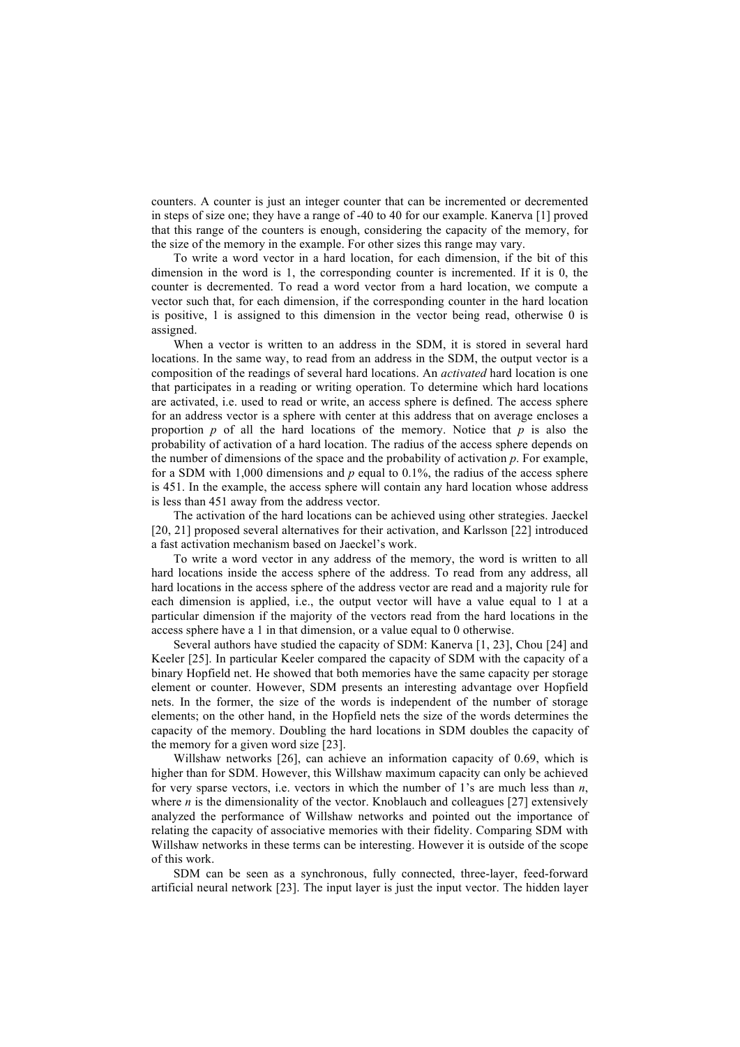counters. A counter is just an integer counter that can be incremented or decremented in steps of size one; they have a range of -40 to 40 for our example. Kanerva [1] proved that this range of the counters is enough, considering the capacity of the memory, for the size of the memory in the example. For other sizes this range may vary.

To write a word vector in a hard location, for each dimension, if the bit of this dimension in the word is 1, the corresponding counter is incremented. If it is 0, the counter is decremented. To read a word vector from a hard location, we compute a vector such that, for each dimension, if the corresponding counter in the hard location is positive, 1 is assigned to this dimension in the vector being read, otherwise 0 is assigned.

When a vector is written to an address in the SDM, it is stored in several hard locations. In the same way, to read from an address in the SDM, the output vector is a composition of the readings of several hard locations. An *activated* hard location is one that participates in a reading or writing operation. To determine which hard locations are activated, i.e. used to read or write, an access sphere is defined. The access sphere for an address vector is a sphere with center at this address that on average encloses a proportion $p$ of all the hard locations of the memory. Notice that $p$ is also the probability of activation of a hard location. The radius of the access sphere depends on the number of dimensions of the space and the probability of activation $p$. For example, for a SDM with 1,000 dimensions and $p$ equal to 0.1%, the radius of the access sphere is 451. In the example, the access sphere will contain any hard location whose address is less than 451 away from the address vector.

The activation of the hard locations can be achieved using other strategies. Jaeckel [20, 21] proposed several alternatives for their activation, and Karlsson [22] introduced a fast activation mechanism based on Jaeckel's work.

To write a word vector in any address of the memory, the word is written to all hard locations inside the access sphere of the address. To read from any address, all hard locations in the access sphere of the address vector are read and a majority rule for each dimension is applied, i.e., the output vector will have a value equal to 1 at a particular dimension if the majority of the vectors read from the hard locations in the access sphere have a 1 in that dimension, or a value equal to 0 otherwise.

Several authors have studied the capacity of SDM: Kanerva [1, 23], Chou [24] and Keeler [25]. In particular Keeler compared the capacity of SDM with the capacity of a binary Hopfield net. He showed that both memories have the same capacity per storage element or counter. However, SDM presents an interesting advantage over Hopfield nets. In the former, the size of the words is independent of the number of storage elements; on the other hand, in the Hopfield nets the size of the words determines the capacity of the memory. Doubling the hard locations in SDM doubles the capacity of the memory for a given word size [23].

Willshaw networks [26], can achieve an information capacity of 0.69, which is higher than for SDM. However, this Willshaw maximum capacity can only be achieved for very sparse vectors, i.e. vectors in which the number of 1's are much less than $n$, where $n$ is the dimensionality of the vector. Knoblauch and colleagues [27] extensively analyzed the performance of Willshaw networks and pointed out the importance of relating the capacity of associative memories with their fidelity. Comparing SDM with Willshaw networks in these terms can be interesting. However it is outside of the scope of this work.

SDM can be seen as a synchronous, fully connected, three-layer, feed-forward artificial neural network [23]. The input layer is just the input vector. The hidden layer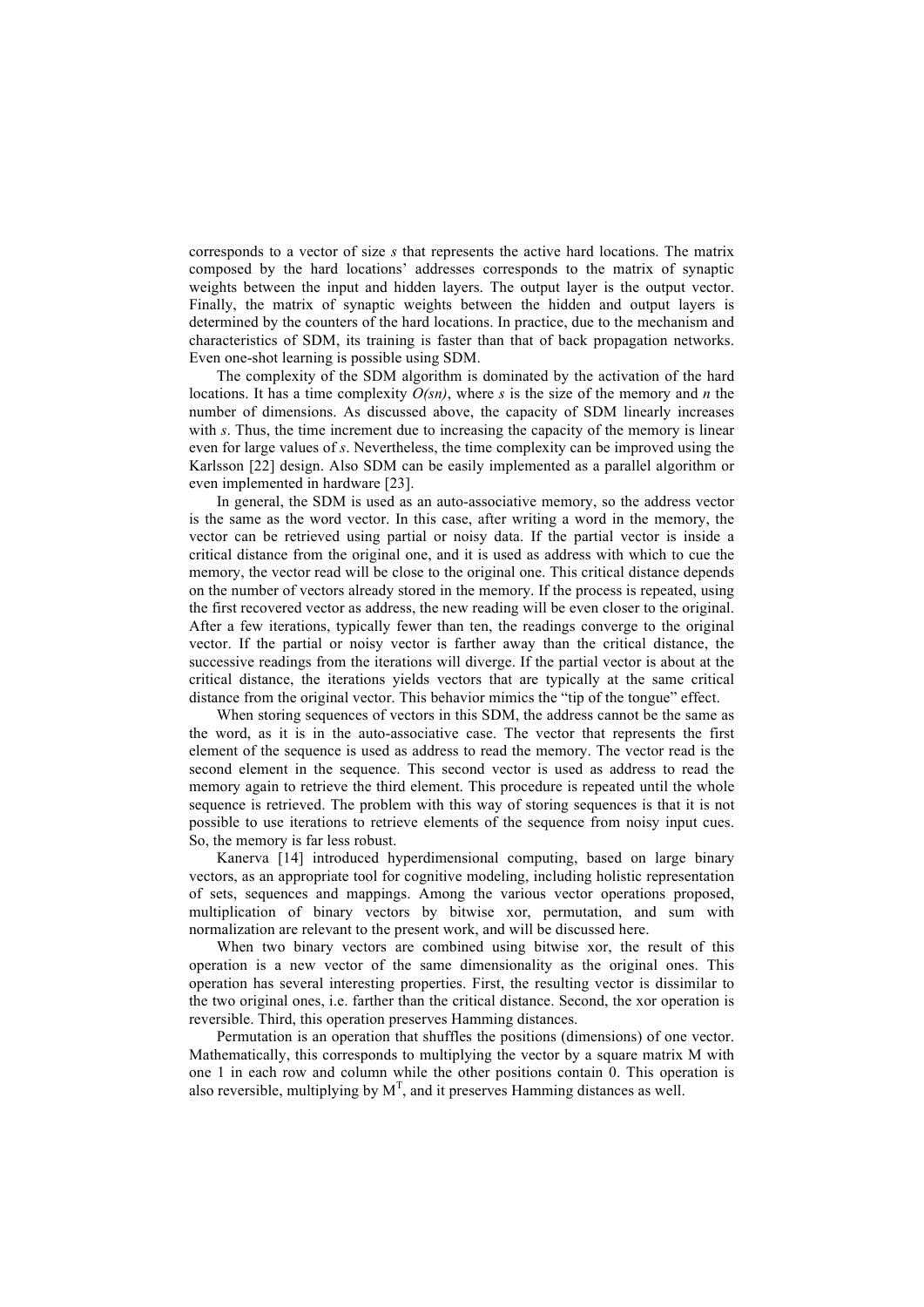corresponds to a vector of size *s* that represents the active hard locations. The matrix composed by the hard locations' addresses corresponds to the matrix of synaptic weights between the input and hidden layers. The output layer is the output vector. Finally, the matrix of synaptic weights between the hidden and output layers is determined by the counters of the hard locations. In practice, due to the mechanism and characteristics of SDM, its training is faster than that of back propagation networks. Even one-shot learning is possible using SDM.

The complexity of the SDM algorithm is dominated by the activation of the hard locations. It has a time complexity $O(sn)$, where *s* is the size of the memory and *n* the number of dimensions. As discussed above, the capacity of SDM linearly increases with *s*. Thus, the time increment due to increasing the capacity of the memory is linear even for large values of *s*. Nevertheless, the time complexity can be improved using the Karlsson [22] design. Also SDM can be easily implemented as a parallel algorithm or even implemented in hardware [23].

In general, the SDM is used as an auto-associative memory, so the address vector is the same as the word vector. In this case, after writing a word in the memory, the vector can be retrieved using partial or noisy data. If the partial vector is inside a critical distance from the original one, and it is used as address with which to cue the memory, the vector read will be close to the original one. This critical distance depends on the number of vectors already stored in the memory. If the process is repeated, using the first recovered vector as address, the new reading will be even closer to the original. After a few iterations, typically fewer than ten, the readings converge to the original vector. If the partial or noisy vector is farther away than the critical distance, the successive readings from the iterations will diverge. If the partial vector is about at the critical distance, the iterations yields vectors that are typically at the same critical distance from the original vector. This behavior mimics the "tip of the tongue" effect.

When storing sequences of vectors in this SDM, the address cannot be the same as the word, as it is in the auto-associative case. The vector that represents the first element of the sequence is used as address to read the memory. The vector read is the second element in the sequence. This second vector is used as address to read the memory again to retrieve the third element. This procedure is repeated until the whole sequence is retrieved. The problem with this way of storing sequences is that it is not possible to use iterations to retrieve elements of the sequence from noisy input cues. So, the memory is far less robust.

Kanerva [14] introduced hyperdimensional computing, based on large binary vectors, as an appropriate tool for cognitive modeling, including holistic representation of sets, sequences and mappings. Among the various vector operations proposed, multiplication of binary vectors by bitwise xor, permutation, and sum with normalization are relevant to the present work, and will be discussed here.

When two binary vectors are combined using bitwise xor, the result of this operation is a new vector of the same dimensionality as the original ones. This operation has several interesting properties. First, the resulting vector is dissimilar to the two original ones, i.e. farther than the critical distance. Second, the xor operation is reversible. Third, this operation preserves Hamming distances.

Permutation is an operation that shuffles the positions (dimensions) of one vector. Mathematically, this corresponds to multiplying the vector by a square matrix M with one 1 in each row and column while the other positions contain 0. This operation is also reversible, multiplying by $M^T$, and it preserves Hamming distances as well.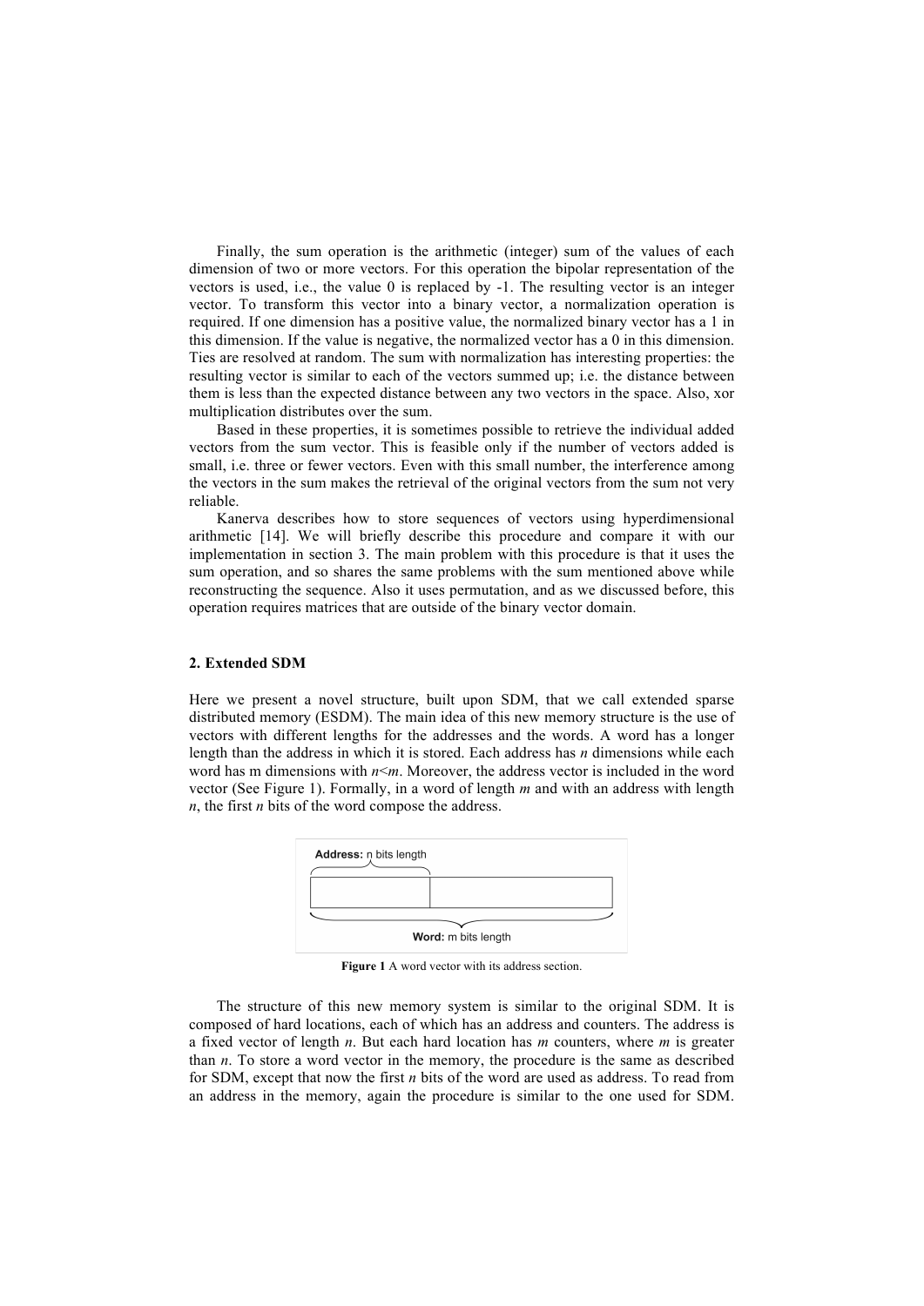Finally, the sum operation is the arithmetic (integer) sum of the values of each dimension of two or more vectors. For this operation the bipolar representation of the vectors is used, i.e., the value 0 is replaced by -1. The resulting vector is an integer vector. To transform this vector into a binary vector, a normalization operation is required. If one dimension has a positive value, the normalized binary vector has a 1 in this dimension. If the value is negative, the normalized vector has a 0 in this dimension. Ties are resolved at random. The sum with normalization has interesting properties: the resulting vector is similar to each of the vectors summed up; i.e. the distance between them is less than the expected distance between any two vectors in the space. Also, xor multiplication distributes over the sum.

Based in these properties, it is sometimes possible to retrieve the individual added vectors from the sum vector. This is feasible only if the number of vectors added is small, i.e. three or fewer vectors. Even with this small number, the interference among the vectors in the sum makes the retrieval of the original vectors from the sum not very reliable.

Kanerva describes how to store sequences of vectors using hyperdimensional arithmetic [14]. We will briefly describe this procedure and compare it with our implementation in section 3. The main problem with this procedure is that it uses the sum operation, and so shares the same problems with the sum mentioned above while reconstructing the sequence. Also it uses permutation, and as we discussed before, this operation requires matrices that are outside of the binary vector domain.

## 2. Extended SDM

Here we present a novel structure, built upon SDM, that we call extended sparse distributed memory (ESDM). The main idea of this new memory structure is the use of vectors with different lengths for the addresses and the words. A word has a longer length than the address in which it is stored. Each address has $n$ dimensions while each word has m dimensions with $n<m$. Moreover, the address vector is included in the word vector (See Figure 1). Formally, in a word of length $m$ and with an address with length $n$, the first $n$ bits of the word compose the address.

Address: n bits length

Word: m bits length

**Figure 1** A word vector with its address section.

The structure of this new memory system is similar to the original SDM. It is composed of hard locations, each of which has an address and counters. The address is a fixed vector of length $n$. But each hard location has $m$ counters, where $m$ is greater than $n$. To store a word vector in the memory, the procedure is the same as described for SDM, except that now the first $n$ bits of the word are used as address. To read from an address in the memory, again the procedure is similar to the one used for SDM.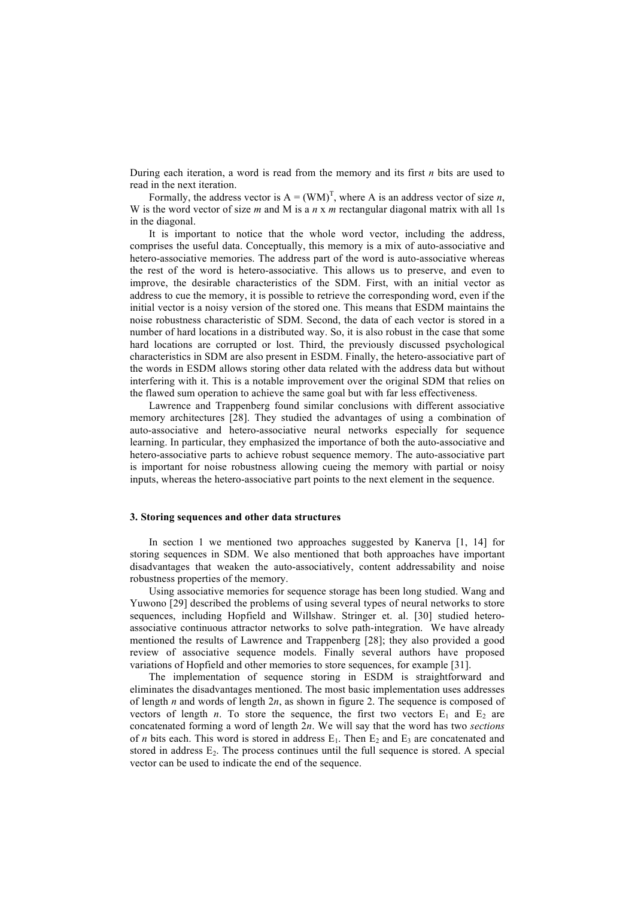During each iteration, a word is read from the memory and its first $n$ bits are used to read in the next iteration.

Formally, the address vector is $A = (WM)^T$, where A is an address vector of size $n$, W is the word vector of size $m$ and M is a $n$ x $m$ rectangular diagonal matrix with all 1s in the diagonal.

It is important to notice that the whole word vector, including the address, comprises the useful data. Conceptually, this memory is a mix of auto-associative and hetero-associative memories. The address part of the word is auto-associative whereas the rest of the word is hetero-associative. This allows us to preserve, and even to improve, the desirable characteristics of the SDM. First, with an initial vector as address to cue the memory, it is possible to retrieve the corresponding word, even if the initial vector is a noisy version of the stored one. This means that ESDM maintains the noise robustness characteristic of SDM. Second, the data of each vector is stored in a number of hard locations in a distributed way. So, it is also robust in the case that some hard locations are corrupted or lost. Third, the previously discussed psychological characteristics in SDM are also present in ESDM. Finally, the hetero-associative part of the words in ESDM allows storing other data related with the address data but without interfering with it. This is a notable improvement over the original SDM that relies on the flawed sum operation to achieve the same goal but with far less effectiveness.

Lawrence and Trappenberg found similar conclusions with different associative memory architectures [28]. They studied the advantages of using a combination of auto-associative and hetero-associative neural networks especially for sequence learning. In particular, they emphasized the importance of both the auto-associative and hetero-associative parts to achieve robust sequence memory. The auto-associative part is important for noise robustness allowing cueing the memory with partial or noisy inputs, whereas the hetero-associative part points to the next element in the sequence.

### 3. Storing sequences and other data structures

In section 1 we mentioned two approaches suggested by Kanerva [1, 14] for storing sequences in SDM. We also mentioned that both approaches have important disadvantages that weaken the auto-associatively, content addressability and noise robustness properties of the memory.

Using associative memories for sequence storage has been long studied. Wang and Yuwono [29] described the problems of using several types of neural networks to store sequences, including Hopfield and Willshaw. Stringer et. al. [30] studied hetero-associative continuous attractor networks to solve path-integration. We have already mentioned the results of Lawrence and Trappenberg [28]; they also provided a good review of associative sequence models. Finally several authors have proposed variations of Hopfield and other memories to store sequences, for example [31].

The implementation of sequence storing in ESDM is straightforward and eliminates the disadvantages mentioned. The most basic implementation uses addresses of length $n$ and words of length $2n$, as shown in figure 2. The sequence is composed of vectors of length $n$. To store the sequence, the first two vectors $E_1$ and $E_2$ are concatenated forming a word of length $2n$. We will say that the word has two *sections* of $n$ bits each. This word is stored in address $E_1$. Then $E_2$ and $E_3$ are concatenated and stored in address $E_2$. The process continues until the full sequence is stored. A special vector can be used to indicate the end of the sequence.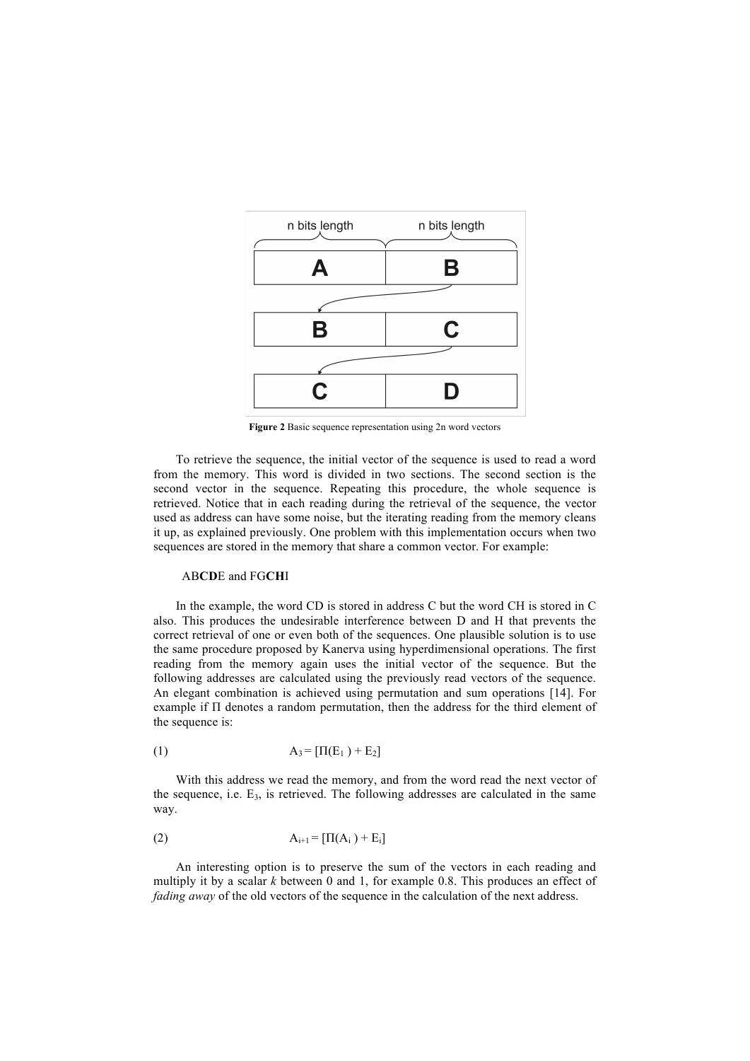**Figure 2** Basic sequence representation using 2n word vectors

To retrieve the sequence, the initial vector of the sequence is used to read a word from the memory. This word is divided in two sections. The second section is the second vector in the sequence. Repeating this procedure, the whole sequence is retrieved. Notice that in each reading during the retrieval of the sequence, the vector used as address can have some noise, but the iterating reading from the memory cleans it up, as explained previously. One problem with this implementation occurs when two sequences are stored in the memory that share a common vector. For example:

AB**CD**E and FG**CH**I

In the example, the word CD is stored in address C but the word CH is stored in C also. This produces the undesirable interference between D and H that prevents the correct retrieval of one or even both of the sequences. One plausible solution is to use the same procedure proposed by Kanerva using hyperdimensional operations. The first reading from the memory again uses the initial vector of the sequence. But the following addresses are calculated using the previously read vectors of the sequence. An elegant combination is achieved using permutation and sum operations [14]. For example if Π denotes a random permutation, then the address for the third element of the sequence is:

$$A_3 = [\Pi(E_1) + E_2] \quad (1)$$

With this address we read the memory, and from the word read the next vector of the sequence, i.e. $E_3$, is retrieved. The following addresses are calculated in the same way.

$$A_{i+1} = [\Pi(A_i) + E_i] \quad (2)$$

An interesting option is to preserve the sum of the vectors in each reading and multiply it by a scalar $k$ between 0 and 1, for example 0.8. This produces an effect of *fading away* of the old vectors of the sequence in the calculation of the next address.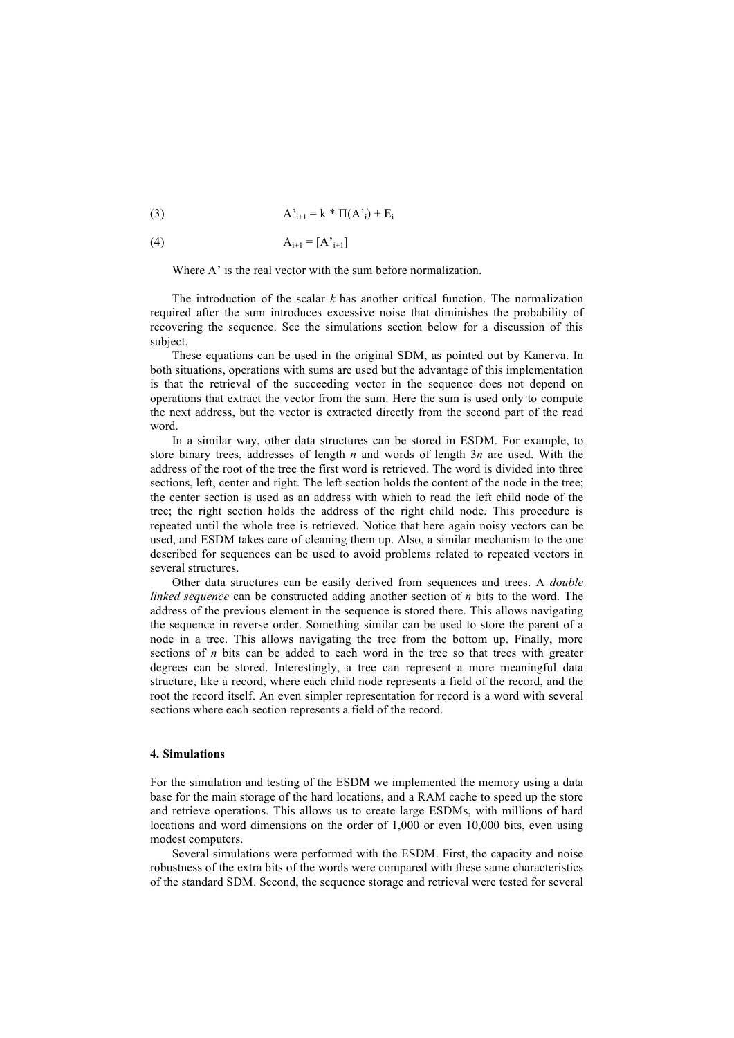$$A'_{i+1} = k * \Pi(A'_i) + E_i \tag{3}$$

$$A_{i+1} = [A'_{i+1}] \tag{4}$$

Where A' is the real vector with the sum before normalization.

The introduction of the scalar *k* has another critical function. The normalization required after the sum introduces excessive noise that diminishes the probability of recovering the sequence. See the simulations section below for a discussion of this subject.

These equations can be used in the original SDM, as pointed out by Kanerva. In both situations, operations with sums are used but the advantage of this implementation is that the retrieval of the succeeding vector in the sequence does not depend on operations that extract the vector from the sum. Here the sum is used only to compute the next address, but the vector is extracted directly from the second part of the read word.

In a similar way, other data structures can be stored in ESDM. For example, to store binary trees, addresses of length *n* and words of length 3*n* are used. With the address of the root of the tree the first word is retrieved. The word is divided into three sections, left, center and right. The left section holds the content of the node in the tree; the center section is used as an address with which to read the left child node of the tree; the right section holds the address of the right child node. This procedure is repeated until the whole tree is retrieved. Notice that here again noisy vectors can be used, and ESDM takes care of cleaning them up. Also, a similar mechanism to the one described for sequences can be used to avoid problems related to repeated vectors in several structures.

Other data structures can be easily derived from sequences and trees. A *double linked sequence* can be constructed adding another section of *n* bits to the word. The address of the previous element in the sequence is stored there. This allows navigating the sequence in reverse order. Something similar can be used to store the parent of a node in a tree. This allows navigating the tree from the bottom up. Finally, more sections of *n* bits can be added to each word in the tree so that trees with greater degrees can be stored. Interestingly, a tree can represent a more meaningful data structure, like a record, where each child node represents a field of the record, and the root the record itself. An even simpler representation for record is a word with several sections where each section represents a field of the record.

## 4. Simulations

For the simulation and testing of the ESDM we implemented the memory using a data base for the main storage of the hard locations, and a RAM cache to speed up the store and retrieve operations. This allows us to create large ESDMs, with millions of hard locations and word dimensions on the order of 1,000 or even 10,000 bits, even using modest computers.

Several simulations were performed with the ESDM. First, the capacity and noise robustness of the extra bits of the words were compared with these same characteristics of the standard SDM. Second, the sequence storage and retrieval were tested for several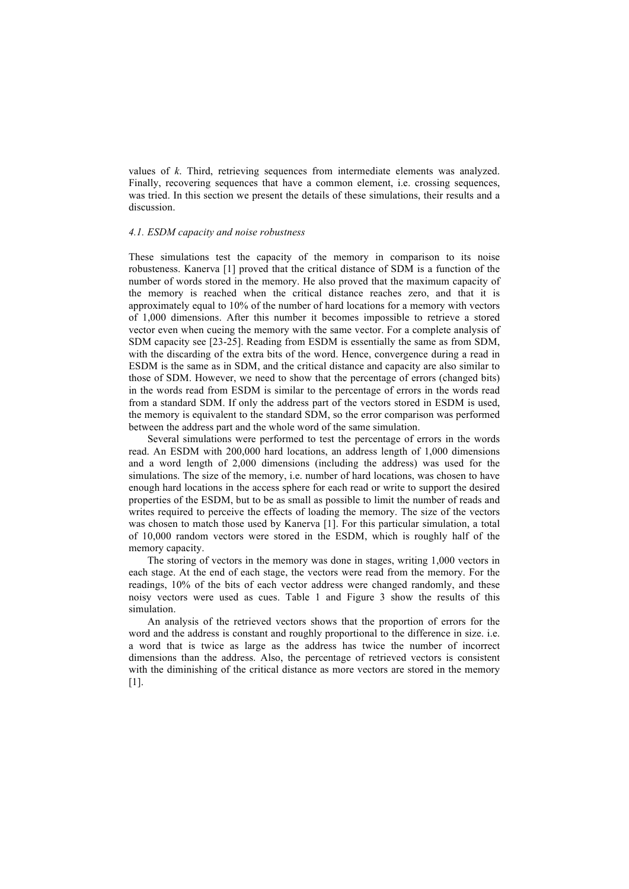values of *k*. Third, retrieving sequences from intermediate elements was analyzed. Finally, recovering sequences that have a common element, i.e. crossing sequences, was tried. In this section we present the details of these simulations, their results and a discussion.

### *4.1. ESDM capacity and noise robustness*

These simulations test the capacity of the memory in comparison to its noise robustness. Kanerva [1] proved that the critical distance of SDM is a function of the number of words stored in the memory. He also proved that the maximum capacity of the memory is reached when the critical distance reaches zero, and that it is approximately equal to 10% of the number of hard locations for a memory with vectors of 1,000 dimensions. After this number it becomes impossible to retrieve a stored vector even when cueing the memory with the same vector. For a complete analysis of SDM capacity see [23-25]. Reading from ESDM is essentially the same as from SDM, with the discarding of the extra bits of the word. Hence, convergence during a read in ESDM is the same as in SDM, and the critical distance and capacity are also similar to those of SDM. However, we need to show that the percentage of errors (changed bits) in the words read from ESDM is similar to the percentage of errors in the words read from a standard SDM. If only the address part of the vectors stored in ESDM is used, the memory is equivalent to the standard SDM, so the error comparison was performed between the address part and the whole word of the same simulation.

Several simulations were performed to test the percentage of errors in the words read. An ESDM with 200,000 hard locations, an address length of 1,000 dimensions and a word length of 2,000 dimensions (including the address) was used for the simulations. The size of the memory, i.e. number of hard locations, was chosen to have enough hard locations in the access sphere for each read or write to support the desired properties of the ESDM, but to be as small as possible to limit the number of reads and writes required to perceive the effects of loading the memory. The size of the vectors was chosen to match those used by Kanerva [1]. For this particular simulation, a total of 10,000 random vectors were stored in the ESDM, which is roughly half of the memory capacity.

The storing of vectors in the memory was done in stages, writing 1,000 vectors in each stage. At the end of each stage, the vectors were read from the memory. For the readings, 10% of the bits of each vector address were changed randomly, and these noisy vectors were used as cues. Table 1 and Figure 3 show the results of this simulation.

An analysis of the retrieved vectors shows that the proportion of errors for the word and the address is constant and roughly proportional to the difference in size. i.e. a word that is twice as large as the address has twice the number of incorrect dimensions than the address. Also, the percentage of retrieved vectors is consistent with the diminishing of the critical distance as more vectors are stored in the memory [1].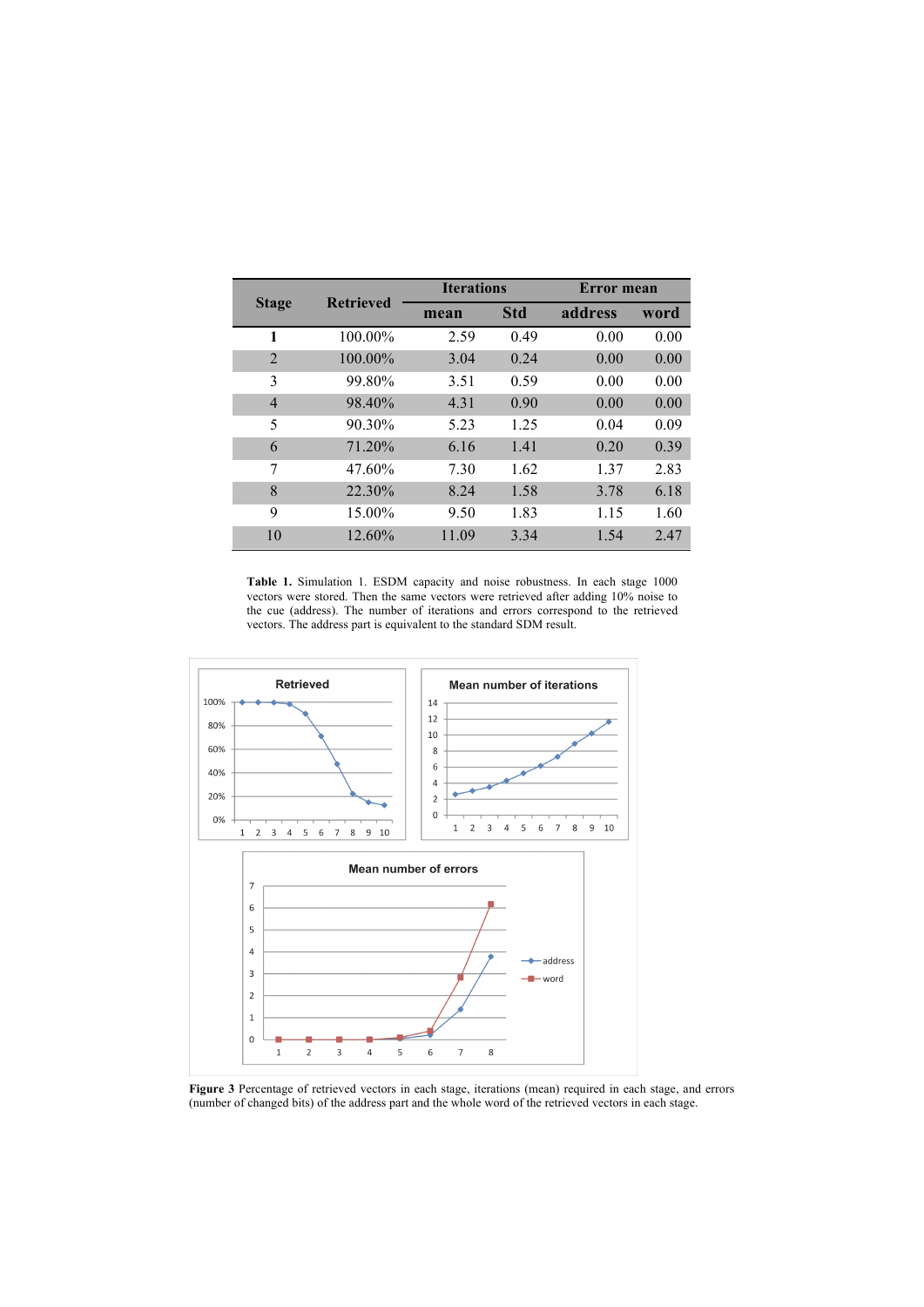| Stage | Retrieved | Iterations | | Error mean | |
|---|---|---|---|---|---|
| | | mean | Std | address | word |
| **1** | 100.00% | 2.59 | 0.49 | 0.00 | 0.00 |
| 2 | 100.00% | 3.04 | 0.24 | 0.00 | 0.00 |
| 3 | 99.80% | 3.51 | 0.59 | 0.00 | 0.00 |
| 4 | 98.40% | 4.31 | 0.90 | 0.00 | 0.00 |
| 5 | 90.30% | 5.23 | 1.25 | 0.04 | 0.09 |
| 6 | 71.20% | 6.16 | 1.41 | 0.20 | 0.39 |
| 7 | 47.60% | 7.30 | 1.62 | 1.37 | 2.83 |
| 8 | 22.30% | 8.24 | 1.58 | 3.78 | 6.18 |
| 9 | 15.00% | 9.50 | 1.83 | 1.15 | 1.60 |
| 10 | 12.60% | 11.09 | 3.34 | 1.54 | 2.47 |

**Table 1.** Simulation 1. ESDM capacity and noise robustness. In each stage 1000 vectors were stored. Then the same vectors were retrieved after adding 10% noise to the cue (address). The number of iterations and errors correspond to the retrieved vectors. The address part is equivalent to the standard SDM result.

**Figure 3** Percentage of retrieved vectors in each stage, iterations (mean) required in each stage, and errors (number of changed bits) of the address part and the whole word of the retrieved vectors in each stage.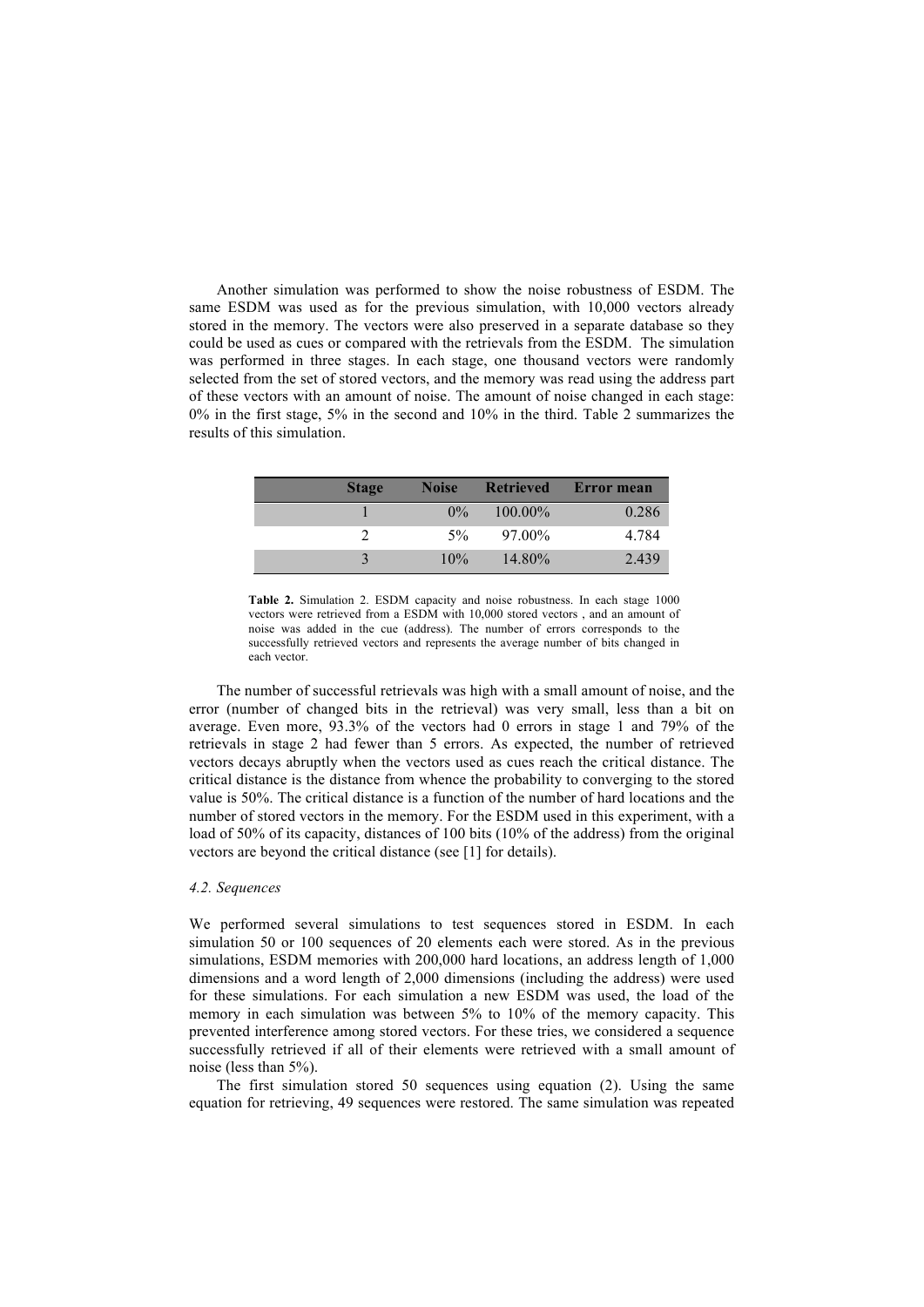Another simulation was performed to show the noise robustness of ESDM. The same ESDM was used as for the previous simulation, with 10,000 vectors already stored in the memory. The vectors were also preserved in a separate database so they could be used as cues or compared with the retrievals from the ESDM. The simulation was performed in three stages. In each stage, one thousand vectors were randomly selected from the set of stored vectors, and the memory was read using the address part of these vectors with an amount of noise. The amount of noise changed in each stage: 0% in the first stage, 5% in the second and 10% in the third. Table 2 summarizes the results of this simulation.

| Stage | Noise | Retrieved | Error mean |
|---|---|---|---|
| 1 | 0% | 100.00% | 0.286 |
| 2 | 5% | 97.00% | 4.784 |
| 3 | 10% | 14.80% | 2.439 |

**Table 2.** Simulation 2. ESDM capacity and noise robustness. In each stage 1000 vectors were retrieved from a ESDM with 10,000 stored vectors , and an amount of noise was added in the cue (address). The number of errors corresponds to the successfully retrieved vectors and represents the average number of bits changed in each vector.

The number of successful retrievals was high with a small amount of noise, and the error (number of changed bits in the retrieval) was very small, less than a bit on average. Even more, 93.3% of the vectors had 0 errors in stage 1 and 79% of the retrievals in stage 2 had fewer than 5 errors. As expected, the number of retrieved vectors decays abruptly when the vectors used as cues reach the critical distance. The critical distance is the distance from whence the probability to converging to the stored value is 50%. The critical distance is a function of the number of hard locations and the number of stored vectors in the memory. For the ESDM used in this experiment, with a load of 50% of its capacity, distances of 100 bits (10% of the address) from the original vectors are beyond the critical distance (see [1] for details).

*4.2. Sequences*

We performed several simulations to test sequences stored in ESDM. In each simulation 50 or 100 sequences of 20 elements each were stored. As in the previous simulations, ESDM memories with 200,000 hard locations, an address length of 1,000 dimensions and a word length of 2,000 dimensions (including the address) were used for these simulations. For each simulation a new ESDM was used, the load of the memory in each simulation was between 5% to 10% of the memory capacity. This prevented interference among stored vectors. For these tries, we considered a sequence successfully retrieved if all of their elements were retrieved with a small amount of noise (less than 5%).

The first simulation stored 50 sequences using equation (2). Using the same equation for retrieving, 49 sequences were restored. The same simulation was repeated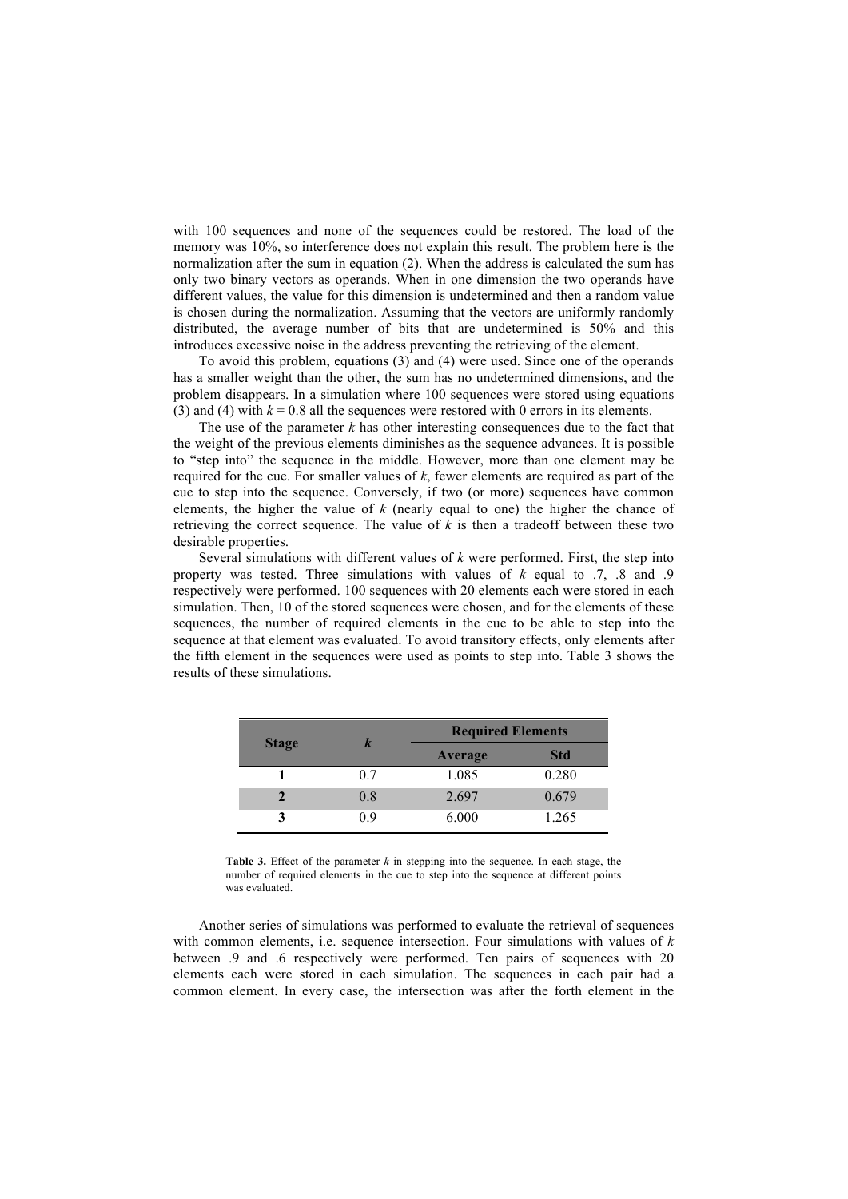with 100 sequences and none of the sequences could be restored. The load of the memory was 10%, so interference does not explain this result. The problem here is the normalization after the sum in equation (2). When the address is calculated the sum has only two binary vectors as operands. When in one dimension the two operands have different values, the value for this dimension is undetermined and then a random value is chosen during the normalization. Assuming that the vectors are uniformly randomly distributed, the average number of bits that are undetermined is 50% and this introduces excessive noise in the address preventing the retrieving of the element.

To avoid this problem, equations (3) and (4) were used. Since one of the operands has a smaller weight than the other, the sum has no undetermined dimensions, and the problem disappears. In a simulation where 100 sequences were stored using equations (3) and (4) with $k = 0.8$ all the sequences were restored with 0 errors in its elements.

The use of the parameter $k$ has other interesting consequences due to the fact that the weight of the previous elements diminishes as the sequence advances. It is possible to "step into" the sequence in the middle. However, more than one element may be required for the cue. For smaller values of $k$, fewer elements are required as part of the cue to step into the sequence. Conversely, if two (or more) sequences have common elements, the higher the value of $k$ (nearly equal to one) the higher the chance of retrieving the correct sequence. The value of $k$ is then a tradeoff between these two desirable properties.

Several simulations with different values of $k$ were performed. First, the step into property was tested. Three simulations with values of $k$ equal to .7, .8 and .9 respectively were performed. 100 sequences with 20 elements each were stored in each simulation. Then, 10 of the stored sequences were chosen, and for the elements of these sequences, the number of required elements in the cue to be able to step into the sequence at that element was evaluated. To avoid transitory effects, only elements after the fifth element in the sequences were used as points to step into. Table 3 shows the results of these simulations.

| Stage | $k$ | Required Elements | |
|---|---|---|---|
| | | Average | Std |
| 1 | 0.7 | 1.085 | 0.280 |
| 2 | 0.8 | 2.697 | 0.679 |
| 3 | 0.9 | 6.000 | 1.265 |

**Table 3.** Effect of the parameter $k$ in stepping into the sequence. In each stage, the number of required elements in the cue to step into the sequence at different points was evaluated.

Another series of simulations was performed to evaluate the retrieval of sequences with common elements, i.e. sequence intersection. Four simulations with values of $k$ between .9 and .6 respectively were performed. Ten pairs of sequences with 20 elements each were stored in each simulation. The sequences in each pair had a common element. In every case, the intersection was after the forth element in the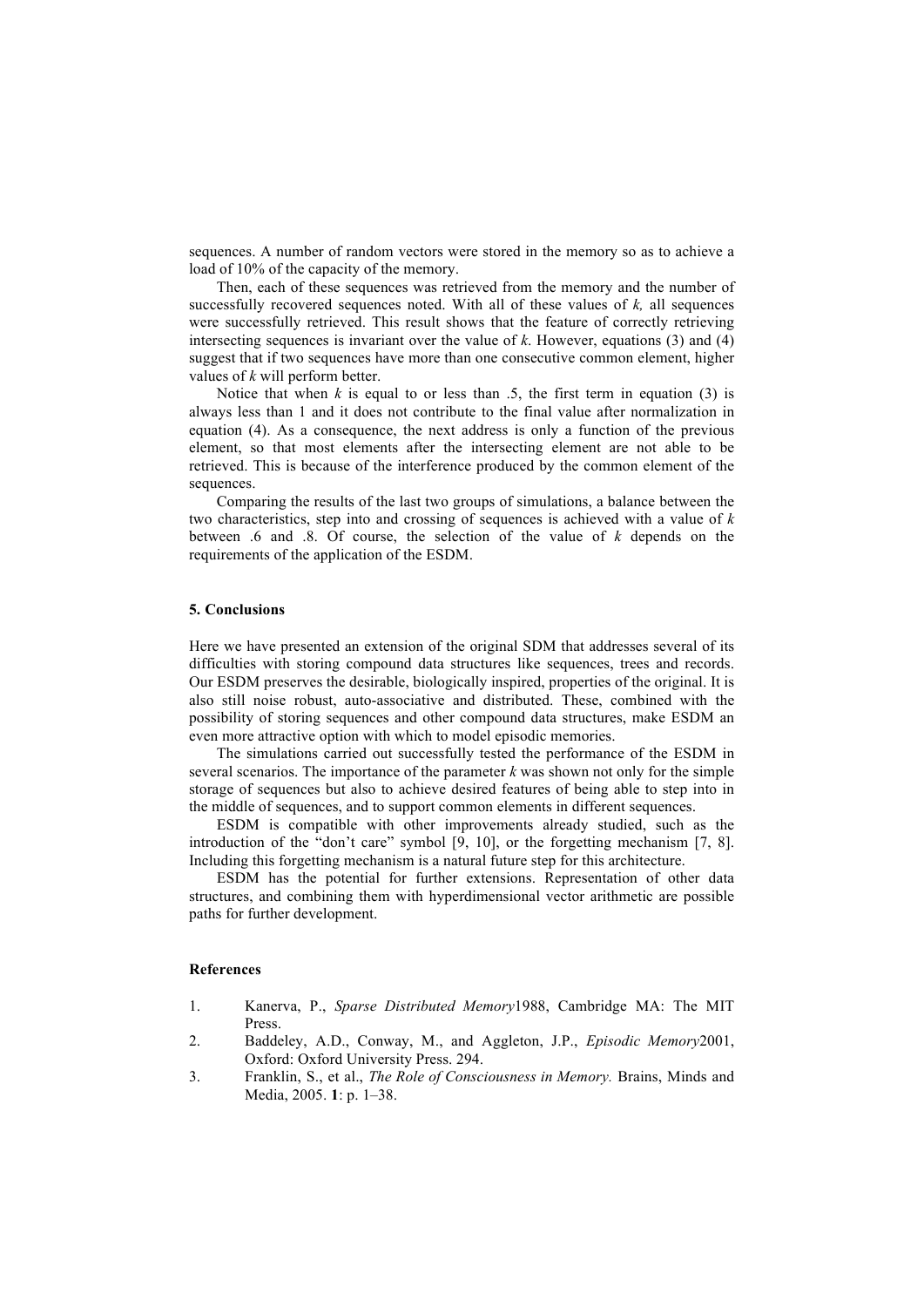sequences. A number of random vectors were stored in the memory so as to achieve a load of 10% of the capacity of the memory.

Then, each of these sequences was retrieved from the memory and the number of successfully recovered sequences noted. With all of these values of $k$, all sequences were successfully retrieved. This result shows that the feature of correctly retrieving intersecting sequences is invariant over the value of $k$. However, equations (3) and (4) suggest that if two sequences have more than one consecutive common element, higher values of $k$ will perform better.

Notice that when $k$ is equal to or less than .5, the first term in equation (3) is always less than 1 and it does not contribute to the final value after normalization in equation (4). As a consequence, the next address is only a function of the previous element, so that most elements after the intersecting element are not able to be retrieved. This is because of the interference produced by the common element of the sequences.

Comparing the results of the last two groups of simulations, a balance between the two characteristics, step into and crossing of sequences is achieved with a value of $k$ between .6 and .8. Of course, the selection of the value of $k$ depends on the requirements of the application of the ESDM.

## 5. Conclusions

Here we have presented an extension of the original SDM that addresses several of its difficulties with storing compound data structures like sequences, trees and records. Our ESDM preserves the desirable, biologically inspired, properties of the original. It is also still noise robust, auto-associative and distributed. These, combined with the possibility of storing sequences and other compound data structures, make ESDM an even more attractive option with which to model episodic memories.

The simulations carried out successfully tested the performance of the ESDM in several scenarios. The importance of the parameter $k$ was shown not only for the simple storage of sequences but also to achieve desired features of being able to step into in the middle of sequences, and to support common elements in different sequences.

ESDM is compatible with other improvements already studied, such as the introduction of the "don't care" symbol [9, 10], or the forgetting mechanism [7, 8]. Including this forgetting mechanism is a natural future step for this architecture.

ESDM has the potential for further extensions. Representation of other data structures, and combining them with hyperdimensional vector arithmetic are possible paths for further development.

## References

1. Kanerva, P., *Sparse Distributed Memory*1988, Cambridge MA: The MIT Press.
2. Baddeley, A.D., Conway, M., and Aggleton, J.P., *Episodic Memory*2001, Oxford: Oxford University Press. 294.
3. Franklin, S., et al., *The Role of Consciousness in Memory.* Brains, Minds and Media, 2005. **1**: p. 1–38.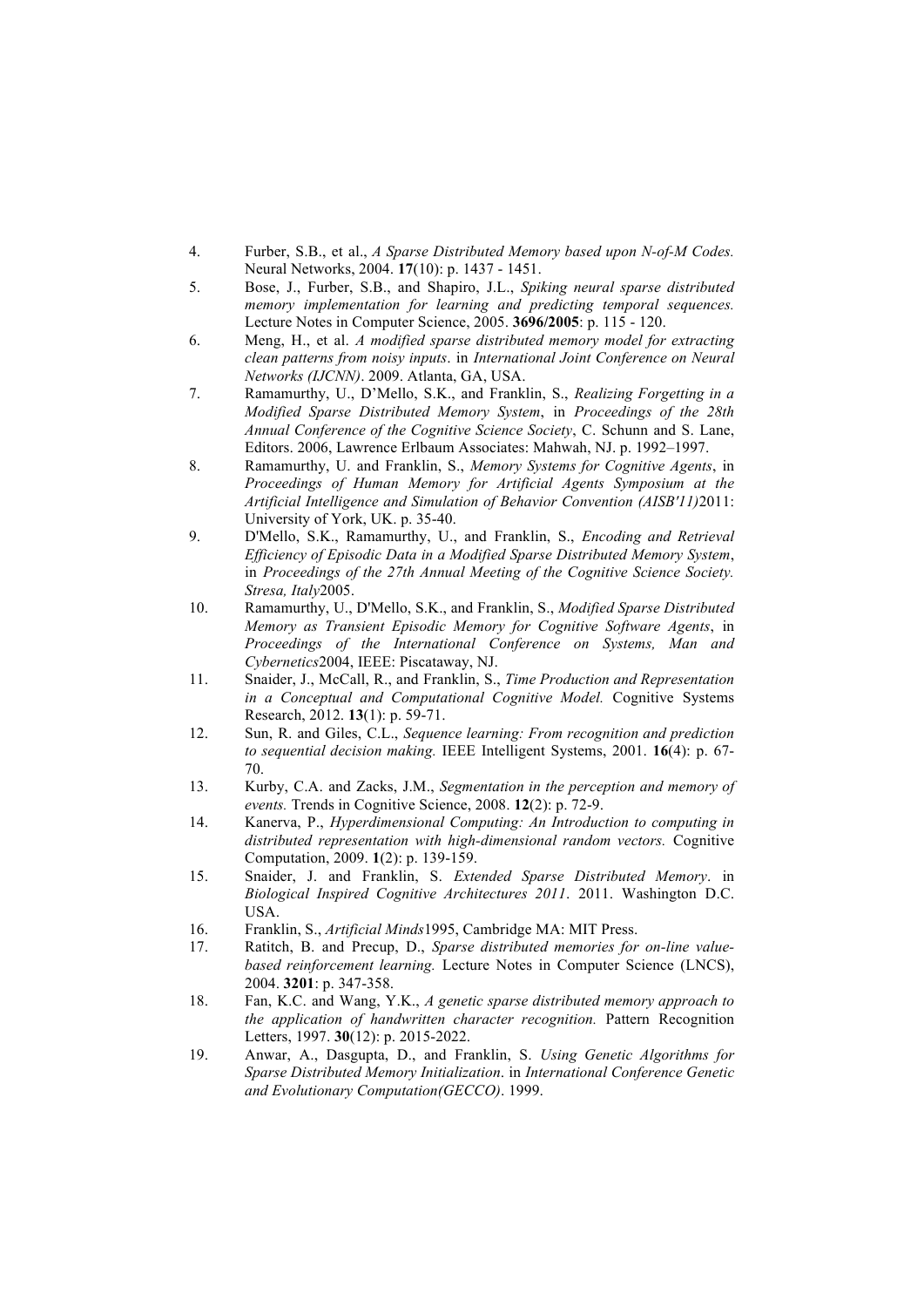4. Furber, S.B., et al., *A Sparse Distributed Memory based upon N-of-M Codes.* Neural Networks, 2004. **17**(10): p. 1437 - 1451.
5. Bose, J., Furber, S.B., and Shapiro, J.L., *Spiking neural sparse distributed memory implementation for learning and predicting temporal sequences.* Lecture Notes in Computer Science, 2005. **3696/2005**: p. 115 - 120.
6. Meng, H., et al. *A modified sparse distributed memory model for extracting clean patterns from noisy inputs*. in *International Joint Conference on Neural Networks (IJCNN)*. 2009. Atlanta, GA, USA.
7. Ramamurthy, U., D'Mello, S.K., and Franklin, S., *Realizing Forgetting in a Modified Sparse Distributed Memory System*, in *Proceedings of the 28th Annual Conference of the Cognitive Science Society*, C. Schunn and S. Lane, Editors. 2006, Lawrence Erlbaum Associates: Mahwah, NJ. p. 1992–1997.
8. Ramamurthy, U. and Franklin, S., *Memory Systems for Cognitive Agents*, in *Proceedings of Human Memory for Artificial Agents Symposium at the Artificial Intelligence and Simulation of Behavior Convention (AISB'11)*2011: University of York, UK. p. 35-40.
9. D'Mello, S.K., Ramamurthy, U., and Franklin, S., *Encoding and Retrieval Efficiency of Episodic Data in a Modified Sparse Distributed Memory System*, in *Proceedings of the 27th Annual Meeting of the Cognitive Science Society. Stresa, Italy*2005.
10. Ramamurthy, U., D'Mello, S.K., and Franklin, S., *Modified Sparse Distributed Memory as Transient Episodic Memory for Cognitive Software Agents*, in *Proceedings of the International Conference on Systems, Man and Cybernetics*2004, IEEE: Piscataway, NJ.
11. Snaider, J., McCall, R., and Franklin, S., *Time Production and Representation in a Conceptual and Computational Cognitive Model.* Cognitive Systems Research, 2012. **13**(1): p. 59-71.
12. Sun, R. and Giles, C.L., *Sequence learning: From recognition and prediction to sequential decision making.* IEEE Intelligent Systems, 2001. **16**(4): p. 67-70.
13. Kurby, C.A. and Zacks, J.M., *Segmentation in the perception and memory of events.* Trends in Cognitive Science, 2008. **12**(2): p. 72-9.
14. Kanerva, P., *Hyperdimensional Computing: An Introduction to computing in distributed representation with high-dimensional random vectors.* Cognitive Computation, 2009. **1**(2): p. 139-159.
15. Snaider, J. and Franklin, S. *Extended Sparse Distributed Memory*. in *Biological Inspired Cognitive Architectures 2011*. 2011. Washington D.C. USA.
16. Franklin, S., *Artificial Minds*1995, Cambridge MA: MIT Press.
17. Ratitch, B. and Precup, D., *Sparse distributed memories for on-line value-based reinforcement learning.* Lecture Notes in Computer Science (LNCS), 2004. **3201**: p. 347-358.
18. Fan, K.C. and Wang, Y.K., *A genetic sparse distributed memory approach to the application of handwritten character recognition.* Pattern Recognition Letters, 1997. **30**(12): p. 2015-2022.
19. Anwar, A., Dasgupta, D., and Franklin, S. *Using Genetic Algorithms for Sparse Distributed Memory Initialization*. in *International Conference Genetic and Evolutionary Computation(GECCO)*. 1999.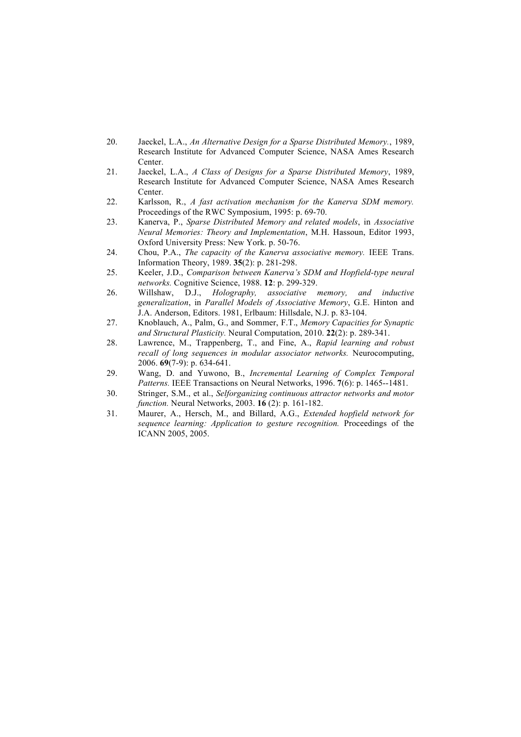20. Jaeckel, L.A., *An Alternative Design for a Sparse Distributed Memory.*, 1989, Research Institute for Advanced Computer Science, NASA Ames Research Center.
21. Jaeckel, L.A., *A Class of Designs for a Sparse Distributed Memory*, 1989, Research Institute for Advanced Computer Science, NASA Ames Research Center.
22. Karlsson, R., *A fast activation mechanism for the Kanerva SDM memory.* Proceedings of the RWC Symposium, 1995: p. 69-70.
23. Kanerva, P., *Sparse Distributed Memory and related models*, in *Associative Neural Memories: Theory and Implementation*, M.H. Hassoun, Editor 1993, Oxford University Press: New York. p. 50-76.
24. Chou, P.A., *The capacity of the Kanerva associative memory.* IEEE Trans. Information Theory, 1989. **35**(2): p. 281-298.
25. Keeler, J.D., *Comparison between Kanerva's SDM and Hopfield-type neural networks.* Cognitive Science, 1988. **12**: p. 299-329.
26. Willshaw, D.J., *Holography, associative memory, and inductive generalization*, in *Parallel Models of Associative Memory*, G.E. Hinton and J.A. Anderson, Editors. 1981, Erlbaum: Hillsdale, N.J. p. 83-104.
27. Knoblauch, A., Palm, G., and Sommer, F.T., *Memory Capacities for Synaptic and Structural Plasticity.* Neural Computation, 2010. **22**(2): p. 289-341.
28. Lawrence, M., Trappenberg, T., and Fine, A., *Rapid learning and robust recall of long sequences in modular associator networks.* Neurocomputing, 2006. **69**(7-9): p. 634-641.
29. Wang, D. and Yuwono, B., *Incremental Learning of Complex Temporal Patterns.* IEEE Transactions on Neural Networks, 1996. **7**(6): p. 1465--1481.
30. Stringer, S.M., et al., *Selforganizing continuous attractor networks and motor function.* Neural Networks, 2003. **16** (2): p. 161-182.
31. Maurer, A., Hersch, M., and Billard, A.G., *Extended hopfield network for sequence learning: Application to gesture recognition.* Proceedings of the ICANN 2005, 2005.